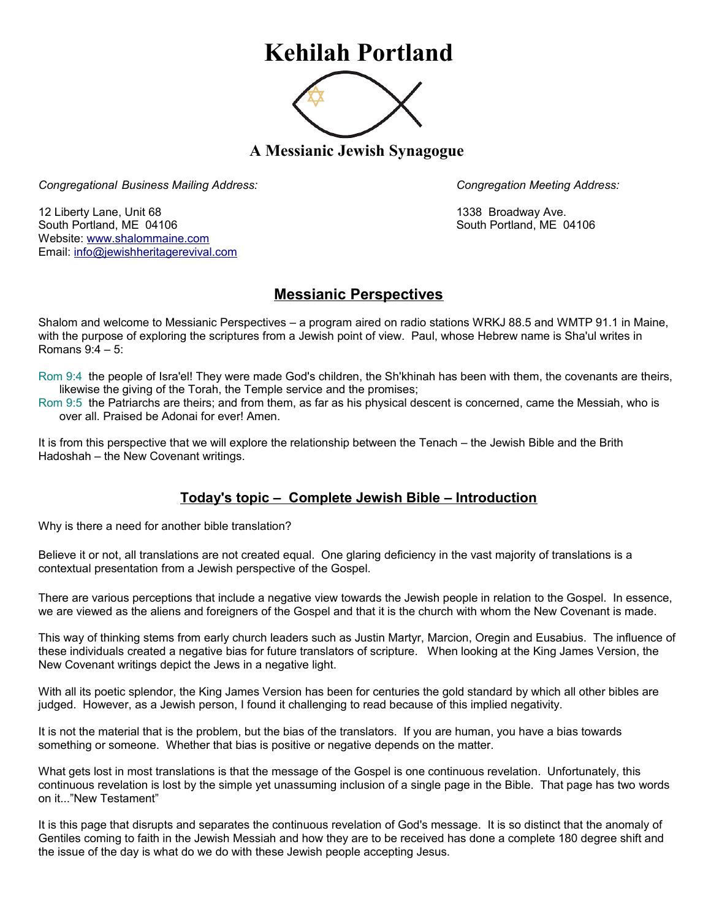# Kehilah Portland

## A Messianic Jewish Synagogue

*Congregational Business Mailing Address:*

12 Liberty Lane, Unit 68
South Portland, ME 04106
Website: www.shalommaine.com
Email: info@jewishheritagerevival.com

*Congregation Meeting Address:*

1338 Broadway Ave.
South Portland, ME 04106

## Messianic Perspectives

Shalom and welcome to Messianic Perspectives – a program aired on radio stations WRKJ 88.5 and WMTP 91.1 in Maine, with the purpose of exploring the scriptures from a Jewish point of view. Paul, whose Hebrew name is Sha'ul writes in Romans 9:4 – 5:

Rom 9:4 the people of Isra'el! They were made God's children, the Sh'khinah has been with them, the covenants are theirs, likewise the giving of the Torah, the Temple service and the promises;
Rom 9:5 the Patriarchs are theirs; and from them, as far as his physical descent is concerned, came the Messiah, who is over all. Praised be Adonai for ever! Amen.

It is from this perspective that we will explore the relationship between the Tenach – the Jewish Bible and the Brith Hadoshah – the New Covenant writings.

## Today's topic – Complete Jewish Bible – Introduction

Why is there a need for another bible translation?

Believe it or not, all translations are not created equal. One glaring deficiency in the vast majority of translations is a contextual presentation from a Jewish perspective of the Gospel.

There are various perceptions that include a negative view towards the Jewish people in relation to the Gospel. In essence, we are viewed as the aliens and foreigners of the Gospel and that it is the church with whom the New Covenant is made.

This way of thinking stems from early church leaders such as Justin Martyr, Marcion, Oregin and Eusabius. The influence of these individuals created a negative bias for future translators of scripture. When looking at the King James Version, the New Covenant writings depict the Jews in a negative light.

With all its poetic splendor, the King James Version has been for centuries the gold standard by which all other bibles are judged. However, as a Jewish person, I found it challenging to read because of this implied negativity.

It is not the material that is the problem, but the bias of the translators. If you are human, you have a bias towards something or someone. Whether that bias is positive or negative depends on the matter.

What gets lost in most translations is that the message of the Gospel is one continuous revelation. Unfortunately, this continuous revelation is lost by the simple yet unassuming inclusion of a single page in the Bible. That page has two words on it..."New Testament"

It is this page that disrupts and separates the continuous revelation of God's message. It is so distinct that the anomaly of Gentiles coming to faith in the Jewish Messiah and how they are to be received has done a complete 180 degree shift and the issue of the day is what do we do with these Jewish people accepting Jesus.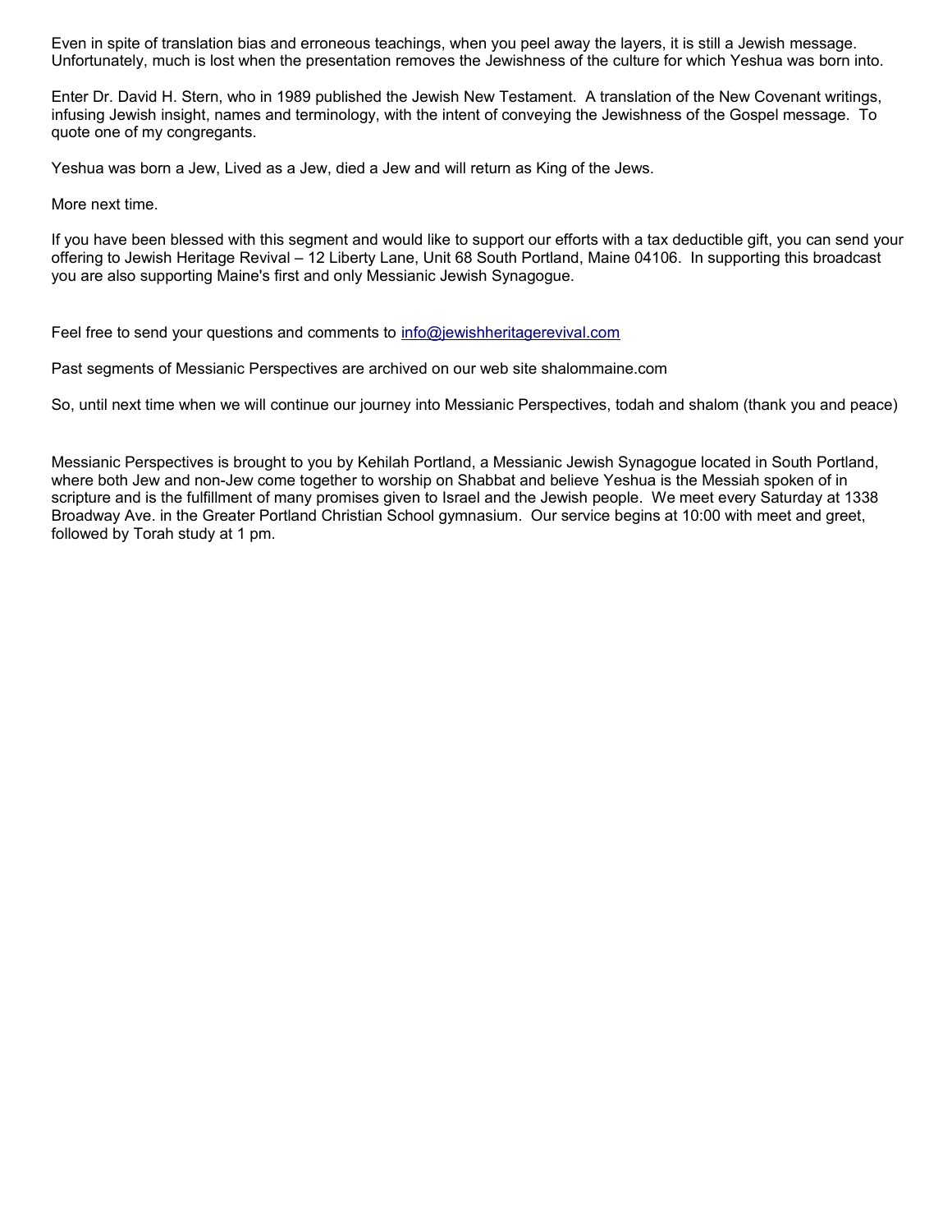Even in spite of translation bias and erroneous teachings, when you peel away the layers, it is still a Jewish message. Unfortunately, much is lost when the presentation removes the Jewishness of the culture for which Yeshua was born into.

Enter Dr. David H. Stern, who in 1989 published the Jewish New Testament. A translation of the New Covenant writings, infusing Jewish insight, names and terminology, with the intent of conveying the Jewishness of the Gospel message. To quote one of my congregants.

Yeshua was born a Jew, Lived as a Jew, died a Jew and will return as King of the Jews.

More next time.

If you have been blessed with this segment and would like to support our efforts with a tax deductible gift, you can send your offering to Jewish Heritage Revival – 12 Liberty Lane, Unit 68 South Portland, Maine 04106. In supporting this broadcast you are also supporting Maine's first and only Messianic Jewish Synagogue.

Feel free to send your questions and comments to [info@jewishheritagerevival.com](mailto:info@jewishheritagerevival.com)

Past segments of Messianic Perspectives are archived on our web site shalommaine.com

So, until next time when we will continue our journey into Messianic Perspectives, todah and shalom (thank you and peace)

Messianic Perspectives is brought to you by Kehilah Portland, a Messianic Jewish Synagogue located in South Portland, where both Jew and non-Jew come together to worship on Shabbat and believe Yeshua is the Messiah spoken of in scripture and is the fulfillment of many promises given to Israel and the Jewish people. We meet every Saturday at 1338 Broadway Ave. in the Greater Portland Christian School gymnasium. Our service begins at 10:00 with meet and greet, followed by Torah study at 1 pm.